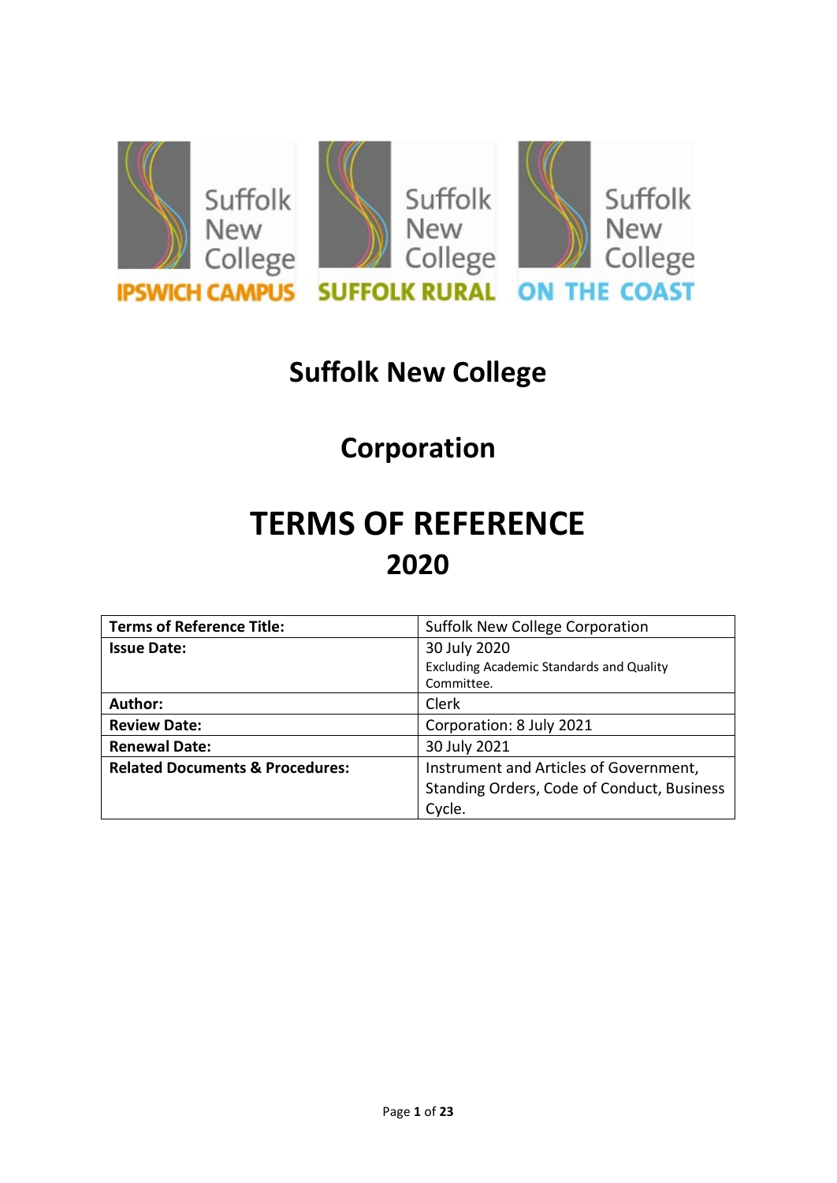Suffolk New College IPSWICH CAMPUS | Suffolk New College SUFFOLK RURAL | Suffolk New College ON THE COAST

## Suffolk New College

## Corporation

# TERMS OF REFERENCE
# 2020

| **Terms of Reference Title:** | Suffolk New College Corporation |
|---|---|
| **Issue Date:** | 30 July 2020<br>Excluding Academic Standards and Quality Committee. |
| **Author:** | Clerk |
| **Review Date:** | Corporation: 8 July 2021 |
| **Renewal Date:** | 30 July 2021 |
| **Related Documents & Procedures:** | Instrument and Articles of Government, Standing Orders, Code of Conduct, Business Cycle. |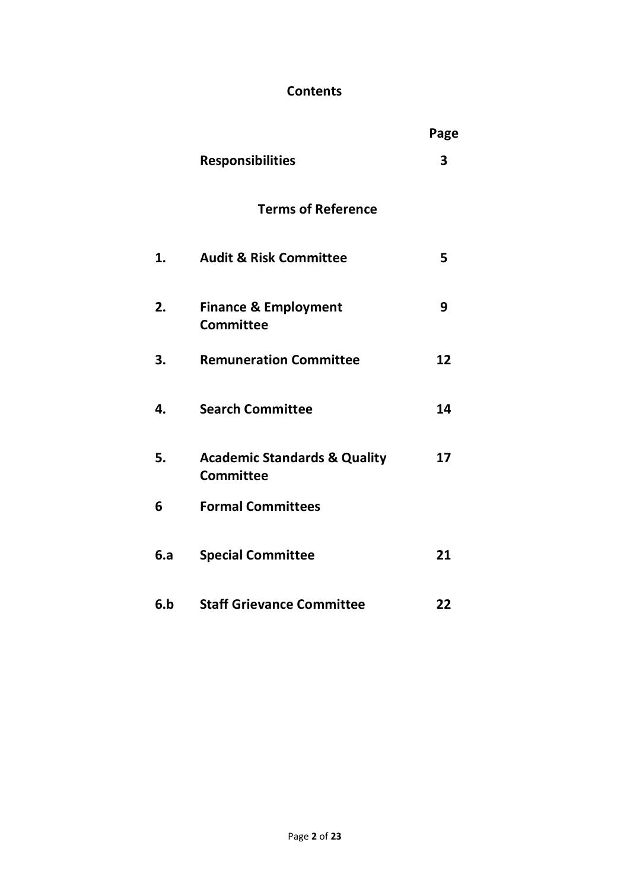# Contents

| | | Page |
|---|---|---|
| | **Responsibilities** | **3** |
| | **Terms of Reference** | |
| **1.** | **Audit & Risk Committee** | **5** |
| **2.** | **Finance & Employment Committee** | **9** |
| **3.** | **Remuneration Committee** | **12** |
| **4.** | **Search Committee** | **14** |
| **5.** | **Academic Standards & Quality Committee** | **17** |
| **6** | **Formal Committees** | |
| **6.a** | **Special Committee** | **21** |
| **6.b** | **Staff Grievance Committee** | **22** |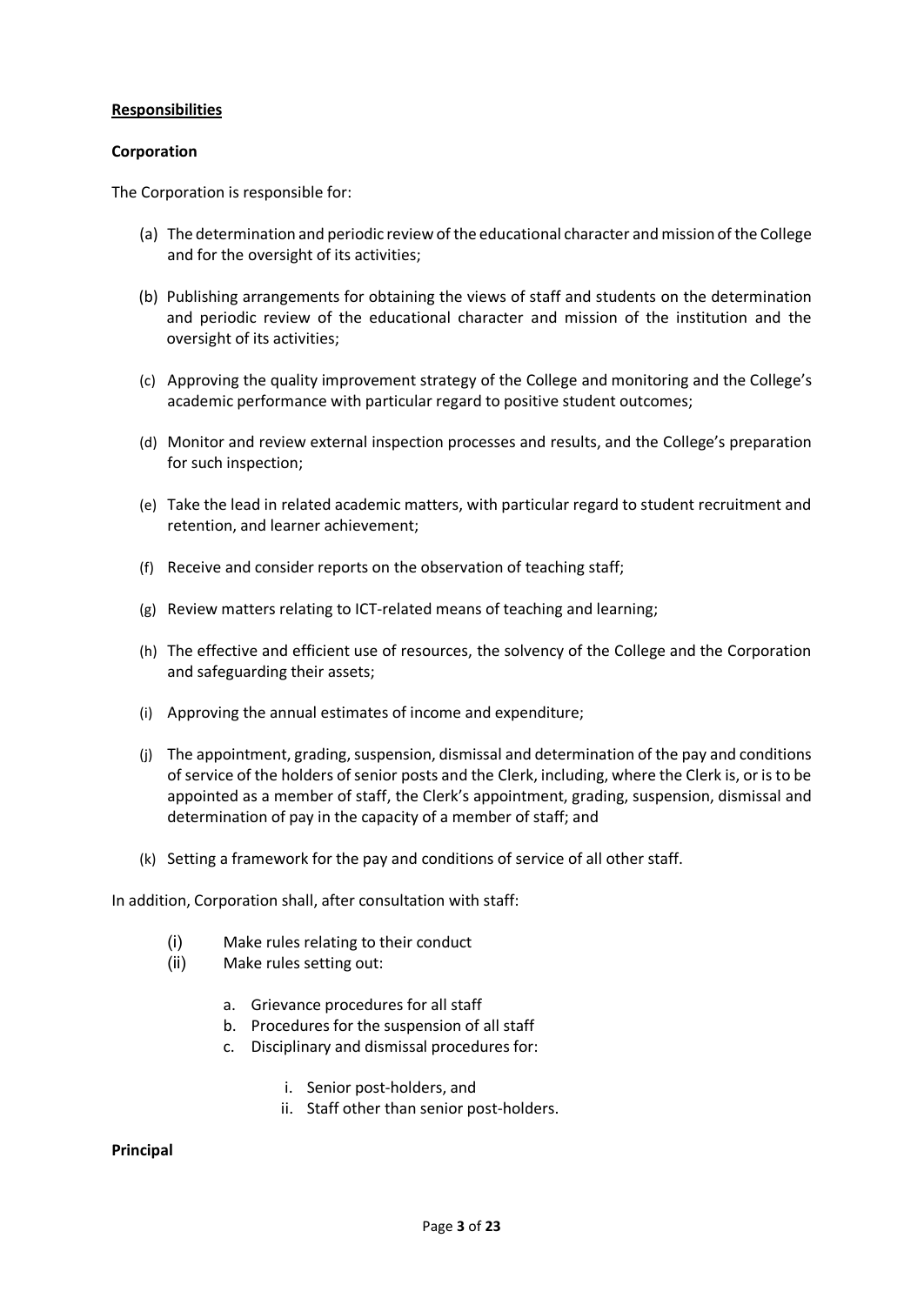**Responsibilities**

**Corporation**

The Corporation is responsible for:

(a) The determination and periodic review of the educational character and mission of the College and for the oversight of its activities;

(b) Publishing arrangements for obtaining the views of staff and students on the determination and periodic review of the educational character and mission of the institution and the oversight of its activities;

(c) Approving the quality improvement strategy of the College and monitoring and the College's academic performance with particular regard to positive student outcomes;

(d) Monitor and review external inspection processes and results, and the College's preparation for such inspection;

(e) Take the lead in related academic matters, with particular regard to student recruitment and retention, and learner achievement;

(f) Receive and consider reports on the observation of teaching staff;

(g) Review matters relating to ICT-related means of teaching and learning;

(h) The effective and efficient use of resources, the solvency of the College and the Corporation and safeguarding their assets;

(i) Approving the annual estimates of income and expenditure;

(j) The appointment, grading, suspension, dismissal and determination of the pay and conditions of service of the holders of senior posts and the Clerk, including, where the Clerk is, or is to be appointed as a member of staff, the Clerk's appointment, grading, suspension, dismissal and determination of pay in the capacity of a member of staff; and

(k) Setting a framework for the pay and conditions of service of all other staff.

In addition, Corporation shall, after consultation with staff:

(i) Make rules relating to their conduct
(ii) Make rules setting out:
   a. Grievance procedures for all staff
   b. Procedures for the suspension of all staff
   c. Disciplinary and dismissal procedures for:
      i. Senior post-holders, and
      ii. Staff other than senior post-holders.

**Principal**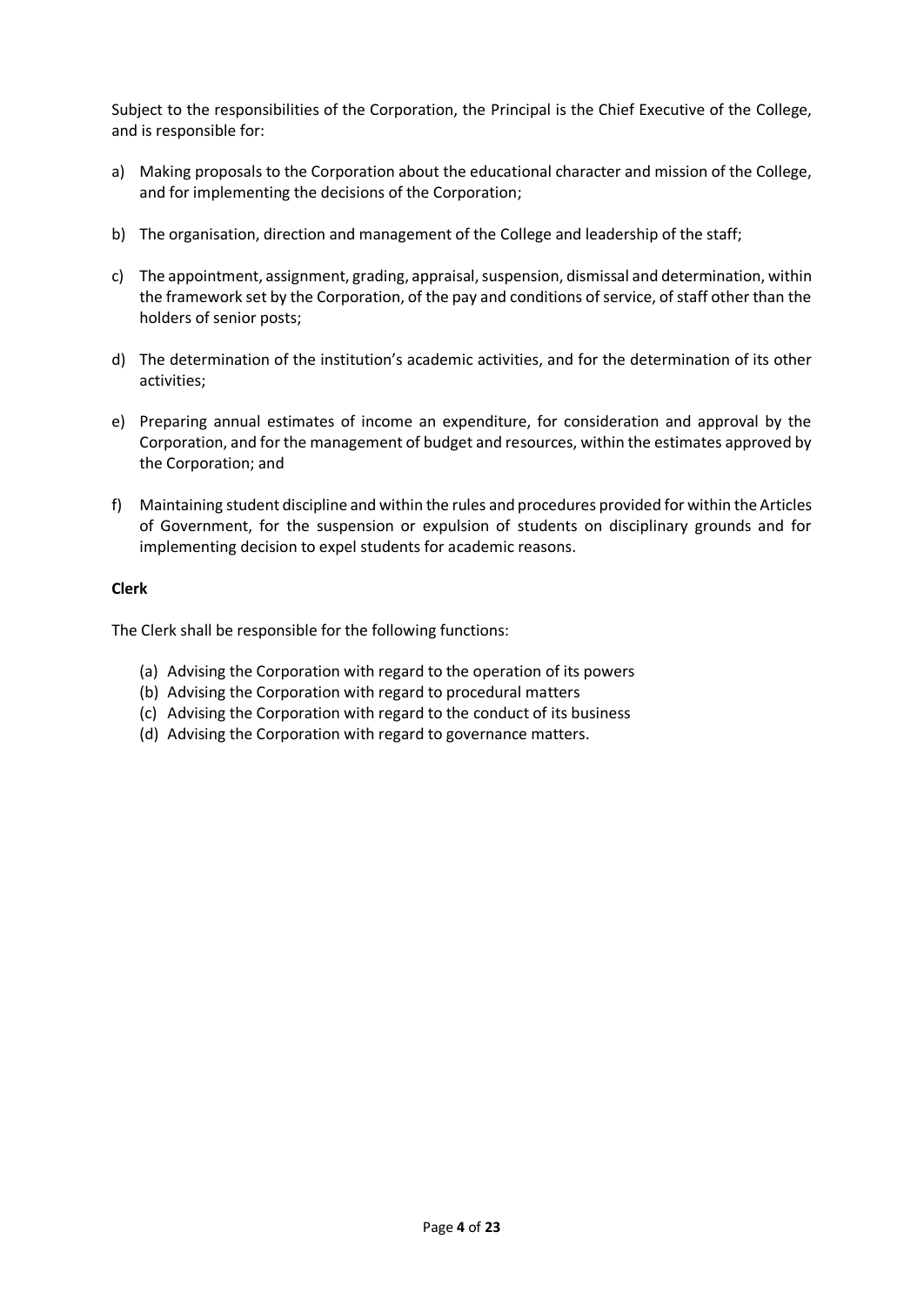Subject to the responsibilities of the Corporation, the Principal is the Chief Executive of the College, and is responsible for:

a) Making proposals to the Corporation about the educational character and mission of the College, and for implementing the decisions of the Corporation;

b) The organisation, direction and management of the College and leadership of the staff;

c) The appointment, assignment, grading, appraisal, suspension, dismissal and determination, within the framework set by the Corporation, of the pay and conditions of service, of staff other than the holders of senior posts;

d) The determination of the institution's academic activities, and for the determination of its other activities;

e) Preparing annual estimates of income an expenditure, for consideration and approval by the Corporation, and for the management of budget and resources, within the estimates approved by the Corporation; and

f) Maintaining student discipline and within the rules and procedures provided for within the Articles of Government, for the suspension or expulsion of students on disciplinary grounds and for implementing decision to expel students for academic reasons.

**Clerk**

The Clerk shall be responsible for the following functions:

(a) Advising the Corporation with regard to the operation of its powers
(b) Advising the Corporation with regard to procedural matters
(c) Advising the Corporation with regard to the conduct of its business
(d) Advising the Corporation with regard to governance matters.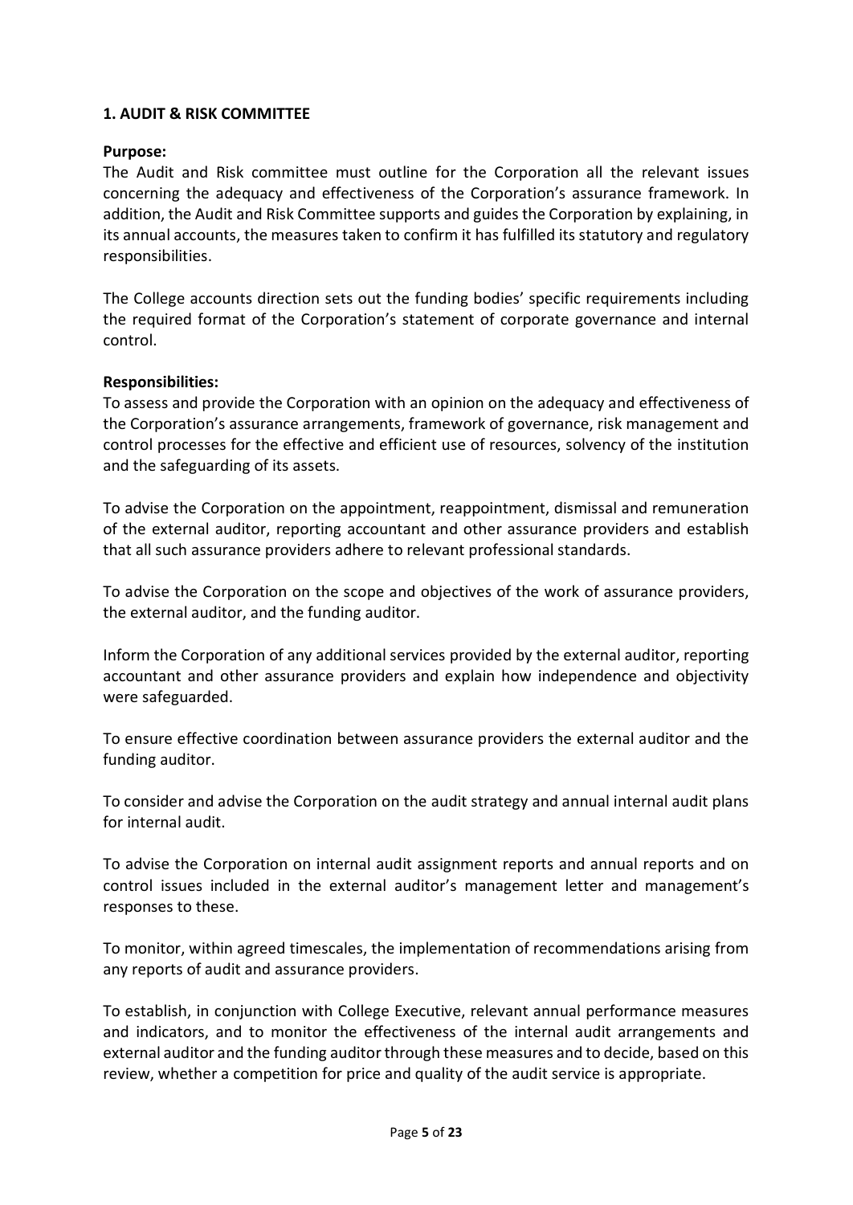## 1. AUDIT & RISK COMMITTEE

**Purpose:**

The Audit and Risk committee must outline for the Corporation all the relevant issues concerning the adequacy and effectiveness of the Corporation's assurance framework. In addition, the Audit and Risk Committee supports and guides the Corporation by explaining, in its annual accounts, the measures taken to confirm it has fulfilled its statutory and regulatory responsibilities.

The College accounts direction sets out the funding bodies' specific requirements including the required format of the Corporation's statement of corporate governance and internal control.

**Responsibilities:**

To assess and provide the Corporation with an opinion on the adequacy and effectiveness of the Corporation's assurance arrangements, framework of governance, risk management and control processes for the effective and efficient use of resources, solvency of the institution and the safeguarding of its assets.

To advise the Corporation on the appointment, reappointment, dismissal and remuneration of the external auditor, reporting accountant and other assurance providers and establish that all such assurance providers adhere to relevant professional standards.

To advise the Corporation on the scope and objectives of the work of assurance providers, the external auditor, and the funding auditor.

Inform the Corporation of any additional services provided by the external auditor, reporting accountant and other assurance providers and explain how independence and objectivity were safeguarded.

To ensure effective coordination between assurance providers the external auditor and the funding auditor.

To consider and advise the Corporation on the audit strategy and annual internal audit plans for internal audit.

To advise the Corporation on internal audit assignment reports and annual reports and on control issues included in the external auditor's management letter and management's responses to these.

To monitor, within agreed timescales, the implementation of recommendations arising from any reports of audit and assurance providers.

To establish, in conjunction with College Executive, relevant annual performance measures and indicators, and to monitor the effectiveness of the internal audit arrangements and external auditor and the funding auditor through these measures and to decide, based on this review, whether a competition for price and quality of the audit service is appropriate.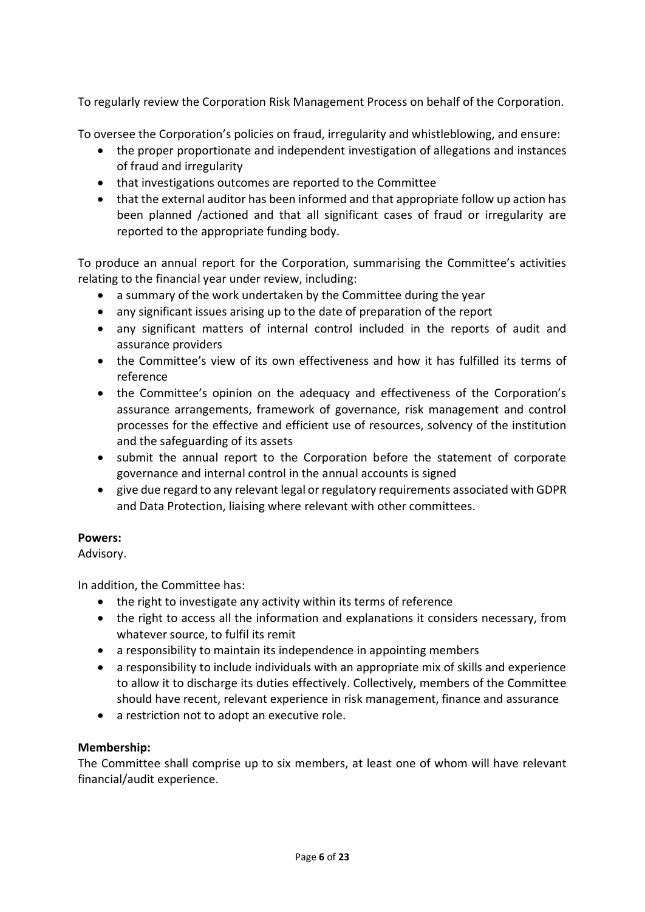To regularly review the Corporation Risk Management Process on behalf of the Corporation.

To oversee the Corporation's policies on fraud, irregularity and whistleblowing, and ensure:

- the proper proportionate and independent investigation of allegations and instances of fraud and irregularity
- that investigations outcomes are reported to the Committee
- that the external auditor has been informed and that appropriate follow up action has been planned /actioned and that all significant cases of fraud or irregularity are reported to the appropriate funding body.

To produce an annual report for the Corporation, summarising the Committee's activities relating to the financial year under review, including:

- a summary of the work undertaken by the Committee during the year
- any significant issues arising up to the date of preparation of the report
- any significant matters of internal control included in the reports of audit and assurance providers
- the Committee's view of its own effectiveness and how it has fulfilled its terms of reference
- the Committee's opinion on the adequacy and effectiveness of the Corporation's assurance arrangements, framework of governance, risk management and control processes for the effective and efficient use of resources, solvency of the institution and the safeguarding of its assets
- submit the annual report to the Corporation before the statement of corporate governance and internal control in the annual accounts is signed
- give due regard to any relevant legal or regulatory requirements associated with GDPR and Data Protection, liaising where relevant with other committees.

**Powers:**
Advisory.

In addition, the Committee has:

- the right to investigate any activity within its terms of reference
- the right to access all the information and explanations it considers necessary, from whatever source, to fulfil its remit
- a responsibility to maintain its independence in appointing members
- a responsibility to include individuals with an appropriate mix of skills and experience to allow it to discharge its duties effectively. Collectively, members of the Committee should have recent, relevant experience in risk management, finance and assurance
- a restriction not to adopt an executive role.

**Membership:**
The Committee shall comprise up to six members, at least one of whom will have relevant financial/audit experience.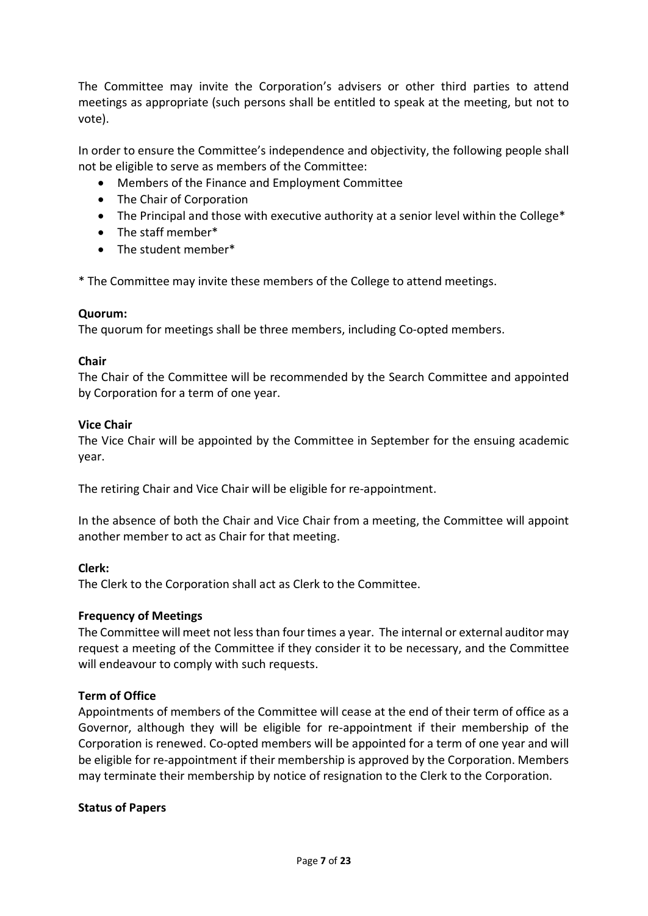The Committee may invite the Corporation's advisers or other third parties to attend meetings as appropriate (such persons shall be entitled to speak at the meeting, but not to vote).

In order to ensure the Committee's independence and objectivity, the following people shall not be eligible to serve as members of the Committee:

- Members of the Finance and Employment Committee
- The Chair of Corporation
- The Principal and those with executive authority at a senior level within the College*
- The staff member*
- The student member*

* The Committee may invite these members of the College to attend meetings.

**Quorum:**
The quorum for meetings shall be three members, including Co-opted members.

**Chair**
The Chair of the Committee will be recommended by the Search Committee and appointed by Corporation for a term of one year.

**Vice Chair**
The Vice Chair will be appointed by the Committee in September for the ensuing academic year.

The retiring Chair and Vice Chair will be eligible for re-appointment.

In the absence of both the Chair and Vice Chair from a meeting, the Committee will appoint another member to act as Chair for that meeting.

**Clerk:**
The Clerk to the Corporation shall act as Clerk to the Committee.

**Frequency of Meetings**
The Committee will meet not less than four times a year. The internal or external auditor may request a meeting of the Committee if they consider it to be necessary, and the Committee will endeavour to comply with such requests.

**Term of Office**
Appointments of members of the Committee will cease at the end of their term of office as a Governor, although they will be eligible for re-appointment if their membership of the Corporation is renewed. Co-opted members will be appointed for a term of one year and will be eligible for re-appointment if their membership is approved by the Corporation. Members may terminate their membership by notice of resignation to the Clerk to the Corporation.

**Status of Papers**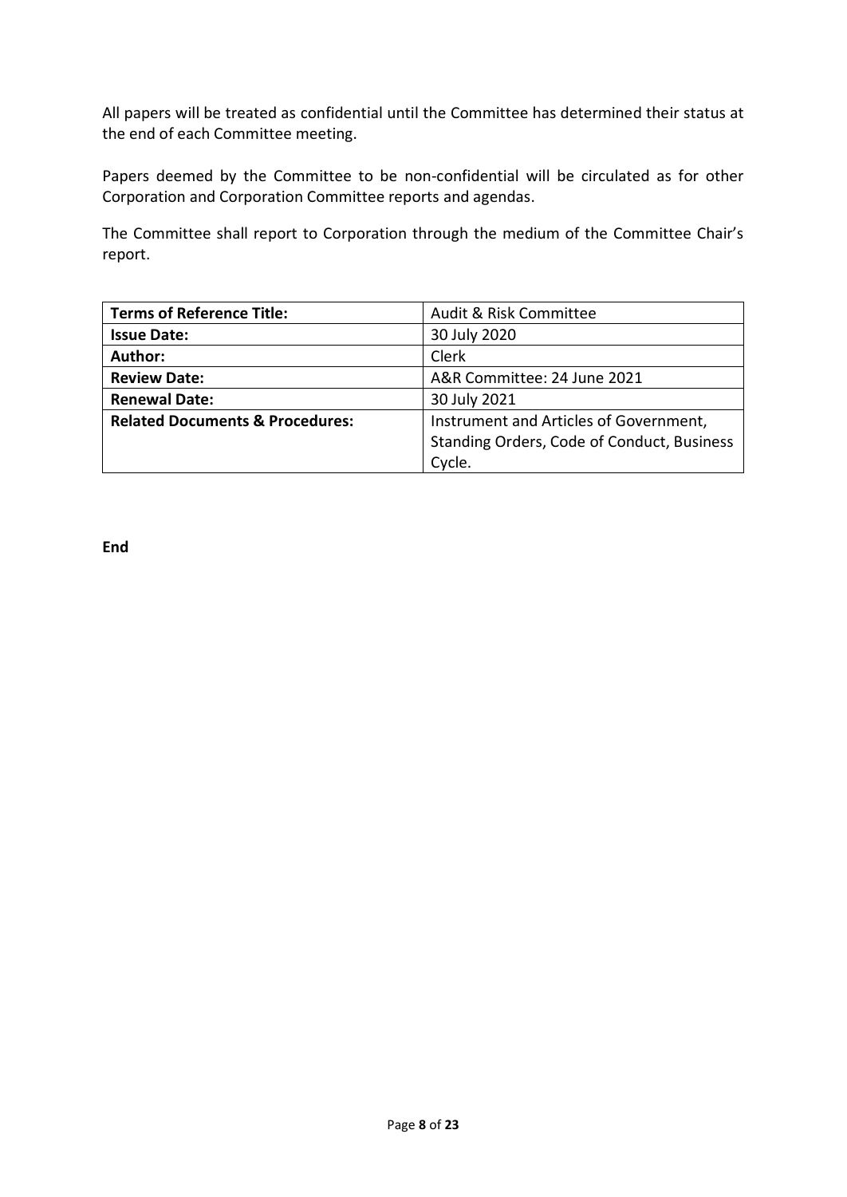All papers will be treated as confidential until the Committee has determined their status at the end of each Committee meeting.

Papers deemed by the Committee to be non-confidential will be circulated as for other Corporation and Corporation Committee reports and agendas.

The Committee shall report to Corporation through the medium of the Committee Chair's report.

| **Terms of Reference Title:** | Audit & Risk Committee |
| --- | --- |
| **Issue Date:** | 30 July 2020 |
| **Author:** | Clerk |
| **Review Date:** | A&R Committee: 24 June 2021 |
| **Renewal Date:** | 30 July 2021 |
| **Related Documents & Procedures:** | Instrument and Articles of Government, Standing Orders, Code of Conduct, Business Cycle. |

**End**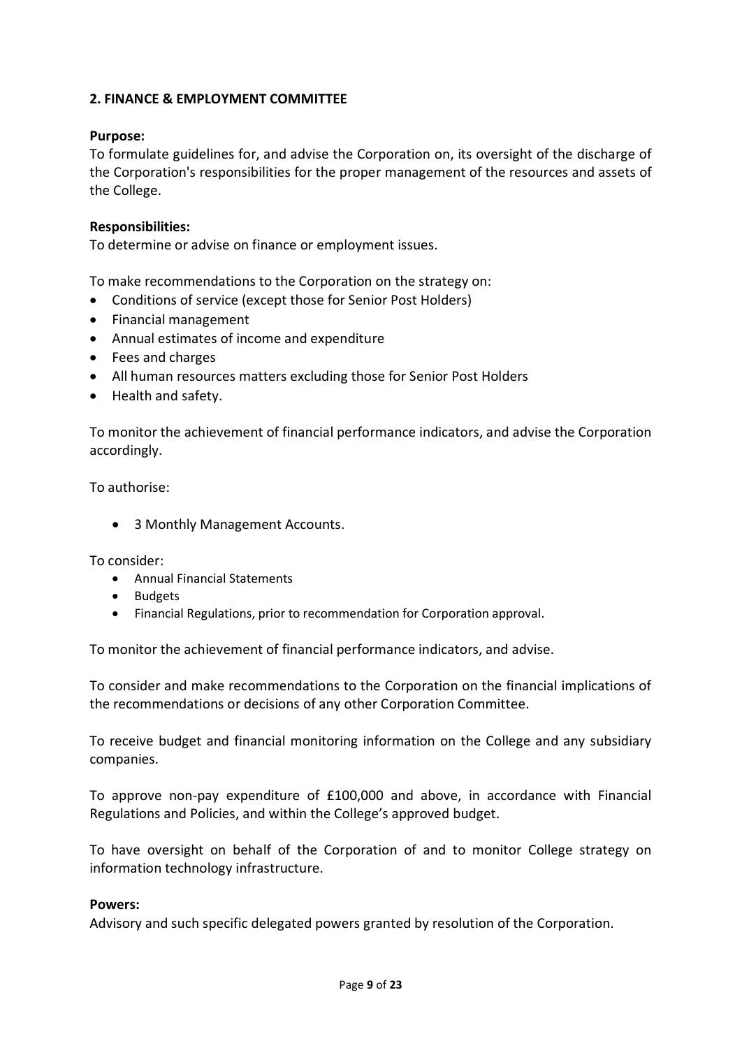## 2. FINANCE & EMPLOYMENT COMMITTEE

**Purpose:**
To formulate guidelines for, and advise the Corporation on, its oversight of the discharge of the Corporation's responsibilities for the proper management of the resources and assets of the College.

**Responsibilities:**
To determine or advise on finance or employment issues.

To make recommendations to the Corporation on the strategy on:

- Conditions of service (except those for Senior Post Holders)
- Financial management
- Annual estimates of income and expenditure
- Fees and charges
- All human resources matters excluding those for Senior Post Holders
- Health and safety.

To monitor the achievement of financial performance indicators, and advise the Corporation accordingly.

To authorise:

- 3 Monthly Management Accounts.

To consider:

- Annual Financial Statements
- Budgets
- Financial Regulations, prior to recommendation for Corporation approval.

To monitor the achievement of financial performance indicators, and advise.

To consider and make recommendations to the Corporation on the financial implications of the recommendations or decisions of any other Corporation Committee.

To receive budget and financial monitoring information on the College and any subsidiary companies.

To approve non-pay expenditure of £100,000 and above, in accordance with Financial Regulations and Policies, and within the College's approved budget.

To have oversight on behalf of the Corporation of and to monitor College strategy on information technology infrastructure.

**Powers:**
Advisory and such specific delegated powers granted by resolution of the Corporation.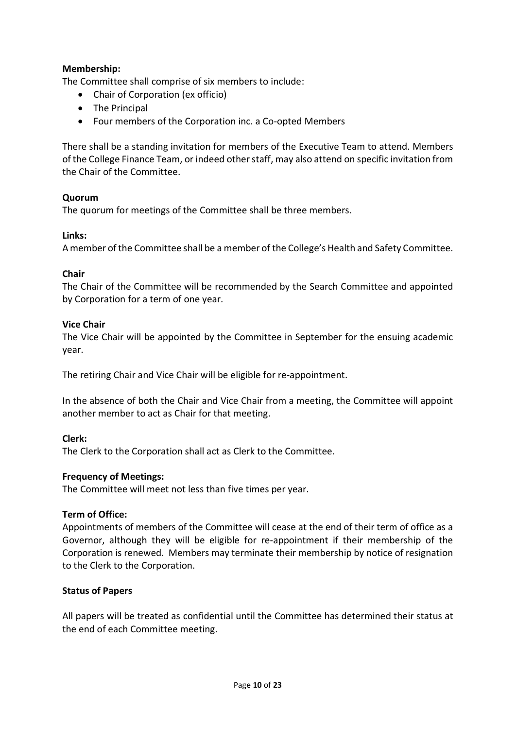**Membership:**

The Committee shall comprise of six members to include:

- Chair of Corporation (ex officio)
- The Principal
- Four members of the Corporation inc. a Co-opted Members

There shall be a standing invitation for members of the Executive Team to attend. Members of the College Finance Team, or indeed other staff, may also attend on specific invitation from the Chair of the Committee.

**Quorum**

The quorum for meetings of the Committee shall be three members.

**Links:**

A member of the Committee shall be a member of the College's Health and Safety Committee.

**Chair**

The Chair of the Committee will be recommended by the Search Committee and appointed by Corporation for a term of one year.

**Vice Chair**

The Vice Chair will be appointed by the Committee in September for the ensuing academic year.

The retiring Chair and Vice Chair will be eligible for re-appointment.

In the absence of both the Chair and Vice Chair from a meeting, the Committee will appoint another member to act as Chair for that meeting.

**Clerk:**

The Clerk to the Corporation shall act as Clerk to the Committee.

**Frequency of Meetings:**

The Committee will meet not less than five times per year.

**Term of Office:**

Appointments of members of the Committee will cease at the end of their term of office as a Governor, although they will be eligible for re-appointment if their membership of the Corporation is renewed. Members may terminate their membership by notice of resignation to the Clerk to the Corporation.

**Status of Papers**

All papers will be treated as confidential until the Committee has determined their status at the end of each Committee meeting.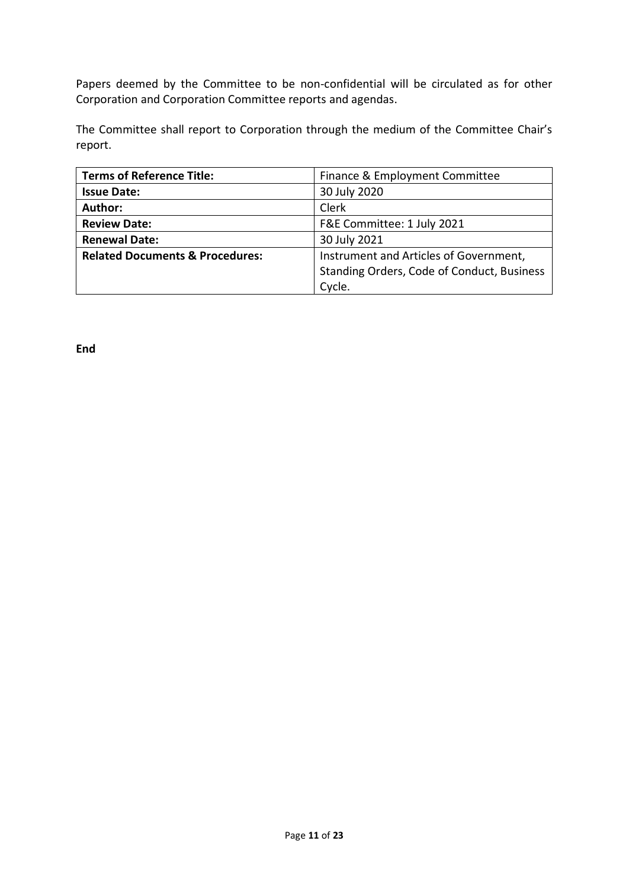Papers deemed by the Committee to be non-confidential will be circulated as for other Corporation and Corporation Committee reports and agendas.

The Committee shall report to Corporation through the medium of the Committee Chair's report.

| **Terms of Reference Title:** | Finance & Employment Committee |
| --- | --- |
| **Issue Date:** | 30 July 2020 |
| **Author:** | Clerk |
| **Review Date:** | F&E Committee: 1 July 2021 |
| **Renewal Date:** | 30 July 2021 |
| **Related Documents & Procedures:** | Instrument and Articles of Government, Standing Orders, Code of Conduct, Business Cycle. |

**End**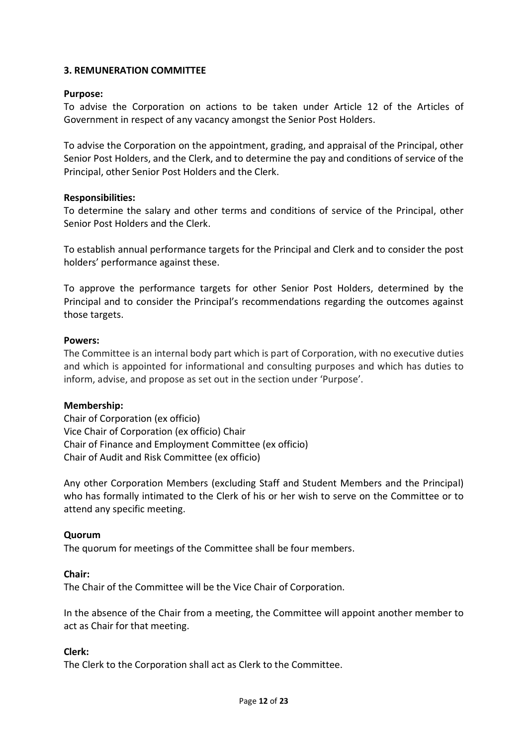## 3. REMUNERATION COMMITTEE

**Purpose:**

To advise the Corporation on actions to be taken under Article 12 of the Articles of Government in respect of any vacancy amongst the Senior Post Holders.

To advise the Corporation on the appointment, grading, and appraisal of the Principal, other Senior Post Holders, and the Clerk, and to determine the pay and conditions of service of the Principal, other Senior Post Holders and the Clerk.

**Responsibilities:**

To determine the salary and other terms and conditions of service of the Principal, other Senior Post Holders and the Clerk.

To establish annual performance targets for the Principal and Clerk and to consider the post holders' performance against these.

To approve the performance targets for other Senior Post Holders, determined by the Principal and to consider the Principal's recommendations regarding the outcomes against those targets.

**Powers:**

The Committee is an internal body part which is part of Corporation, with no executive duties and which is appointed for informational and consulting purposes and which has duties to inform, advise, and propose as set out in the section under 'Purpose'.

**Membership:**

Chair of Corporation (ex officio)
Vice Chair of Corporation (ex officio) Chair
Chair of Finance and Employment Committee (ex officio)
Chair of Audit and Risk Committee (ex officio)

Any other Corporation Members (excluding Staff and Student Members and the Principal) who has formally intimated to the Clerk of his or her wish to serve on the Committee or to attend any specific meeting.

**Quorum**

The quorum for meetings of the Committee shall be four members.

**Chair:**

The Chair of the Committee will be the Vice Chair of Corporation.

In the absence of the Chair from a meeting, the Committee will appoint another member to act as Chair for that meeting.

**Clerk:**

The Clerk to the Corporation shall act as Clerk to the Committee.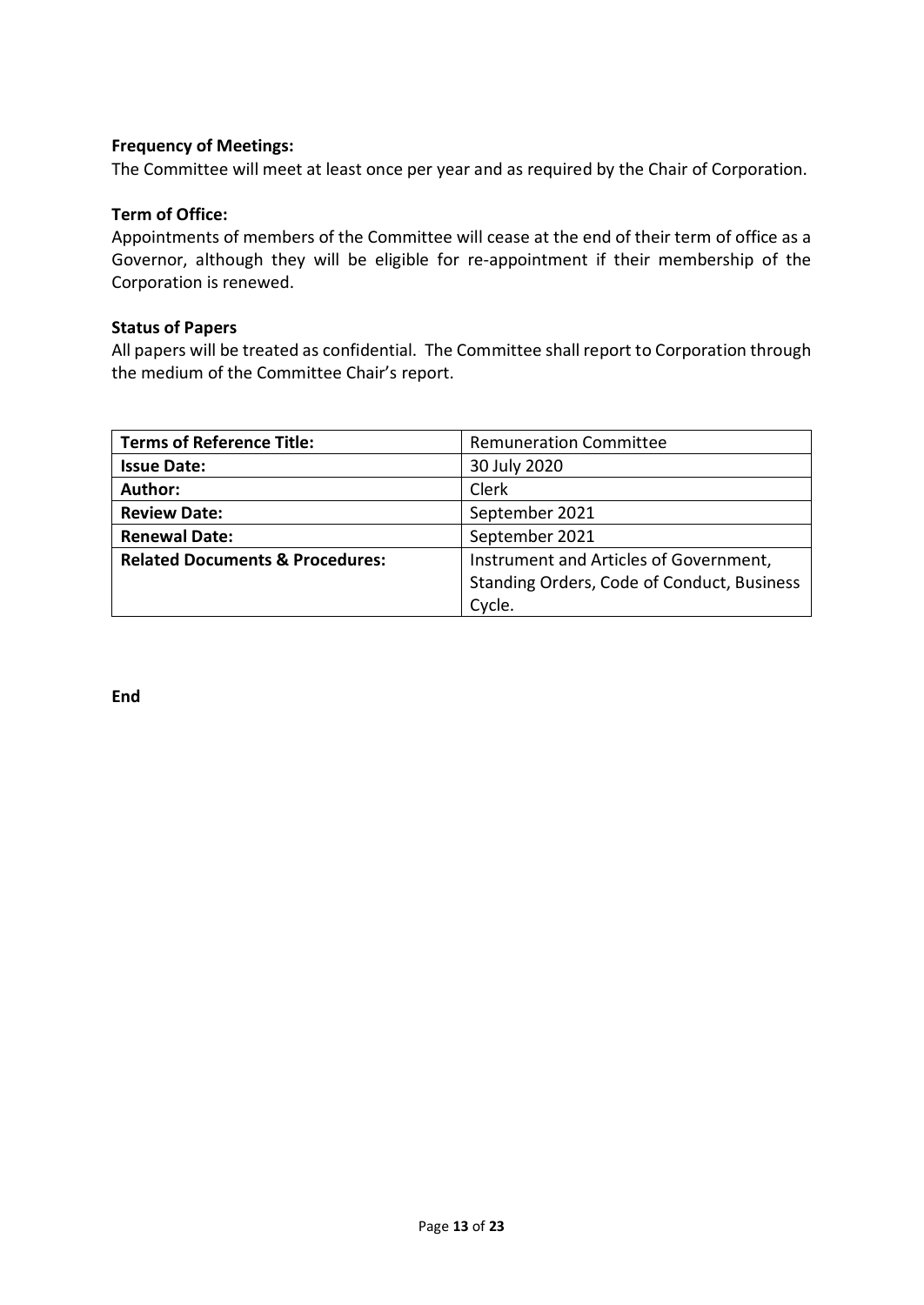**Frequency of Meetings:**
The Committee will meet at least once per year and as required by the Chair of Corporation.

**Term of Office:**
Appointments of members of the Committee will cease at the end of their term of office as a Governor, although they will be eligible for re-appointment if their membership of the Corporation is renewed.

**Status of Papers**
All papers will be treated as confidential. The Committee shall report to Corporation through the medium of the Committee Chair's report.

| **Terms of Reference Title:** | Remuneration Committee |
| --- | --- |
| **Issue Date:** | 30 July 2020 |
| **Author:** | Clerk |
| **Review Date:** | September 2021 |
| **Renewal Date:** | September 2021 |
| **Related Documents & Procedures:** | Instrument and Articles of Government, Standing Orders, Code of Conduct, Business Cycle. |

**End**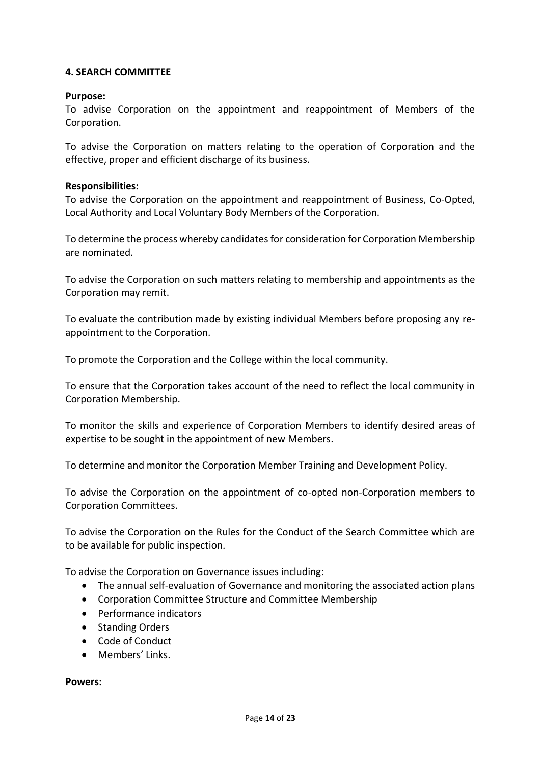## 4. SEARCH COMMITTEE

**Purpose:**

To advise Corporation on the appointment and reappointment of Members of the Corporation.

To advise the Corporation on matters relating to the operation of Corporation and the effective, proper and efficient discharge of its business.

**Responsibilities:**

To advise the Corporation on the appointment and reappointment of Business, Co-Opted, Local Authority and Local Voluntary Body Members of the Corporation.

To determine the process whereby candidates for consideration for Corporation Membership are nominated.

To advise the Corporation on such matters relating to membership and appointments as the Corporation may remit.

To evaluate the contribution made by existing individual Members before proposing any re-appointment to the Corporation.

To promote the Corporation and the College within the local community.

To ensure that the Corporation takes account of the need to reflect the local community in Corporation Membership.

To monitor the skills and experience of Corporation Members to identify desired areas of expertise to be sought in the appointment of new Members.

To determine and monitor the Corporation Member Training and Development Policy.

To advise the Corporation on the appointment of co-opted non-Corporation members to Corporation Committees.

To advise the Corporation on the Rules for the Conduct of the Search Committee which are to be available for public inspection.

To advise the Corporation on Governance issues including:

- The annual self-evaluation of Governance and monitoring the associated action plans
- Corporation Committee Structure and Committee Membership
- Performance indicators
- Standing Orders
- Code of Conduct
- Members' Links.

**Powers:**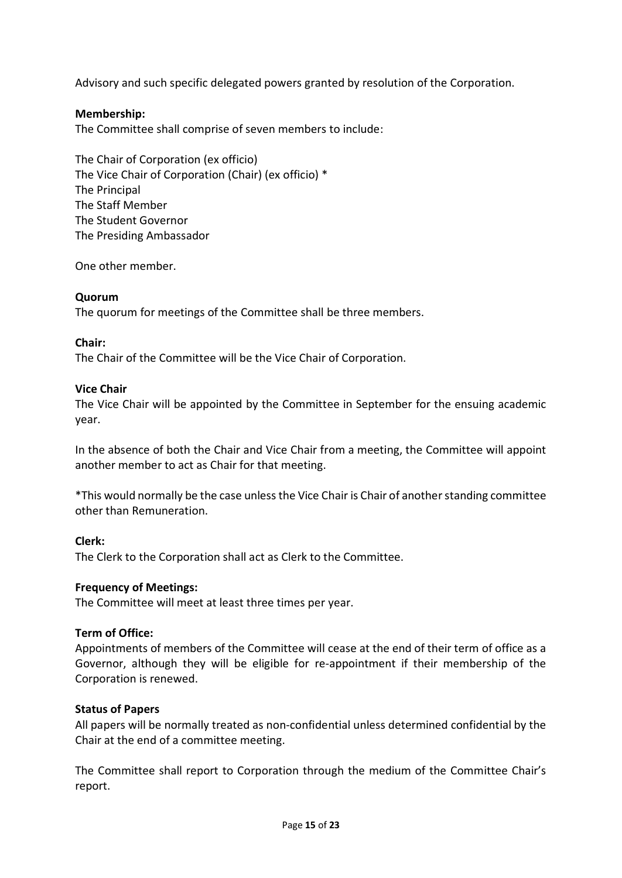Advisory and such specific delegated powers granted by resolution of the Corporation.

**Membership:**
The Committee shall comprise of seven members to include:

The Chair of Corporation (ex officio)
The Vice Chair of Corporation (Chair) (ex officio) *
The Principal
The Staff Member
The Student Governor
The Presiding Ambassador

One other member.

**Quorum**
The quorum for meetings of the Committee shall be three members.

**Chair:**
The Chair of the Committee will be the Vice Chair of Corporation.

**Vice Chair**
The Vice Chair will be appointed by the Committee in September for the ensuing academic year.

In the absence of both the Chair and Vice Chair from a meeting, the Committee will appoint another member to act as Chair for that meeting.

*This would normally be the case unless the Vice Chair is Chair of another standing committee other than Remuneration.

**Clerk:**
The Clerk to the Corporation shall act as Clerk to the Committee.

**Frequency of Meetings:**
The Committee will meet at least three times per year.

**Term of Office:**
Appointments of members of the Committee will cease at the end of their term of office as a Governor, although they will be eligible for re-appointment if their membership of the Corporation is renewed.

**Status of Papers**
All papers will be normally treated as non-confidential unless determined confidential by the Chair at the end of a committee meeting.

The Committee shall report to Corporation through the medium of the Committee Chair's report.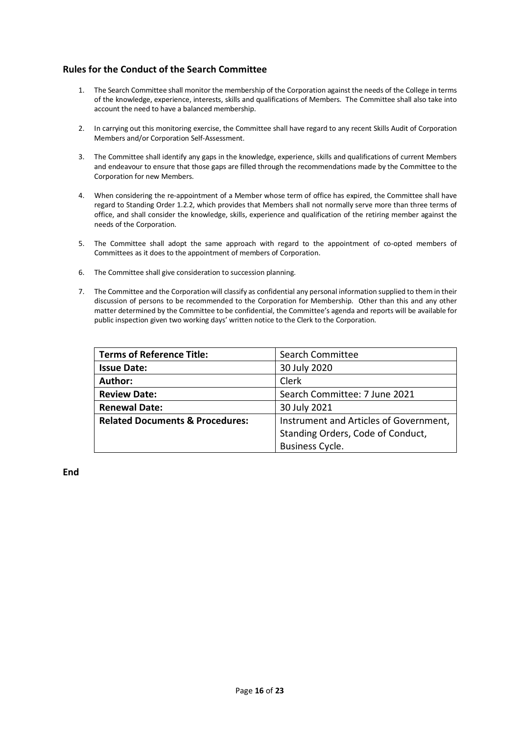## Rules for the Conduct of the Search Committee

1. The Search Committee shall monitor the membership of the Corporation against the needs of the College in terms of the knowledge, experience, interests, skills and qualifications of Members. The Committee shall also take into account the need to have a balanced membership.

2. In carrying out this monitoring exercise, the Committee shall have regard to any recent Skills Audit of Corporation Members and/or Corporation Self-Assessment.

3. The Committee shall identify any gaps in the knowledge, experience, skills and qualifications of current Members and endeavour to ensure that those gaps are filled through the recommendations made by the Committee to the Corporation for new Members.

4. When considering the re-appointment of a Member whose term of office has expired, the Committee shall have regard to Standing Order 1.2.2, which provides that Members shall not normally serve more than three terms of office, and shall consider the knowledge, skills, experience and qualification of the retiring member against the needs of the Corporation.

5. The Committee shall adopt the same approach with regard to the appointment of co-opted members of Committees as it does to the appointment of members of Corporation.

6. The Committee shall give consideration to succession planning.

7. The Committee and the Corporation will classify as confidential any personal information supplied to them in their discussion of persons to be recommended to the Corporation for Membership. Other than this and any other matter determined by the Committee to be confidential, the Committee's agenda and reports will be available for public inspection given two working days' written notice to the Clerk to the Corporation.

| **Terms of Reference Title:** | Search Committee |
|---|---|
| **Issue Date:** | 30 July 2020 |
| **Author:** | Clerk |
| **Review Date:** | Search Committee: 7 June 2021 |
| **Renewal Date:** | 30 July 2021 |
| **Related Documents & Procedures:** | Instrument and Articles of Government, Standing Orders, Code of Conduct, Business Cycle. |

**End**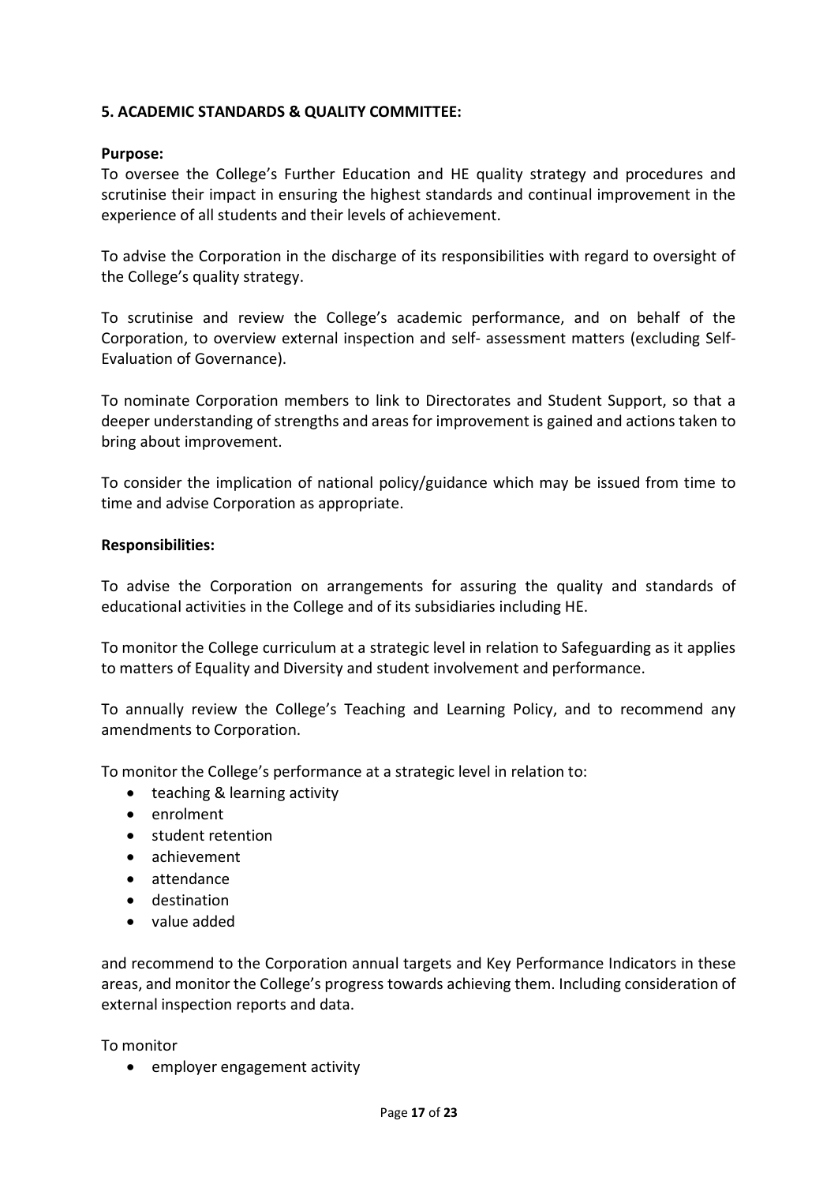**5. ACADEMIC STANDARDS & QUALITY COMMITTEE:**

**Purpose:**

To oversee the College's Further Education and HE quality strategy and procedures and scrutinise their impact in ensuring the highest standards and continual improvement in the experience of all students and their levels of achievement.

To advise the Corporation in the discharge of its responsibilities with regard to oversight of the College's quality strategy.

To scrutinise and review the College's academic performance, and on behalf of the Corporation, to overview external inspection and self- assessment matters (excluding Self-Evaluation of Governance).

To nominate Corporation members to link to Directorates and Student Support, so that a deeper understanding of strengths and areas for improvement is gained and actions taken to bring about improvement.

To consider the implication of national policy/guidance which may be issued from time to time and advise Corporation as appropriate.

**Responsibilities:**

To advise the Corporation on arrangements for assuring the quality and standards of educational activities in the College and of its subsidiaries including HE.

To monitor the College curriculum at a strategic level in relation to Safeguarding as it applies to matters of Equality and Diversity and student involvement and performance.

To annually review the College's Teaching and Learning Policy, and to recommend any amendments to Corporation.

To monitor the College's performance at a strategic level in relation to:

- teaching & learning activity
- enrolment
- student retention
- achievement
- attendance
- destination
- value added

and recommend to the Corporation annual targets and Key Performance Indicators in these areas, and monitor the College's progress towards achieving them. Including consideration of external inspection reports and data.

To monitor

- employer engagement activity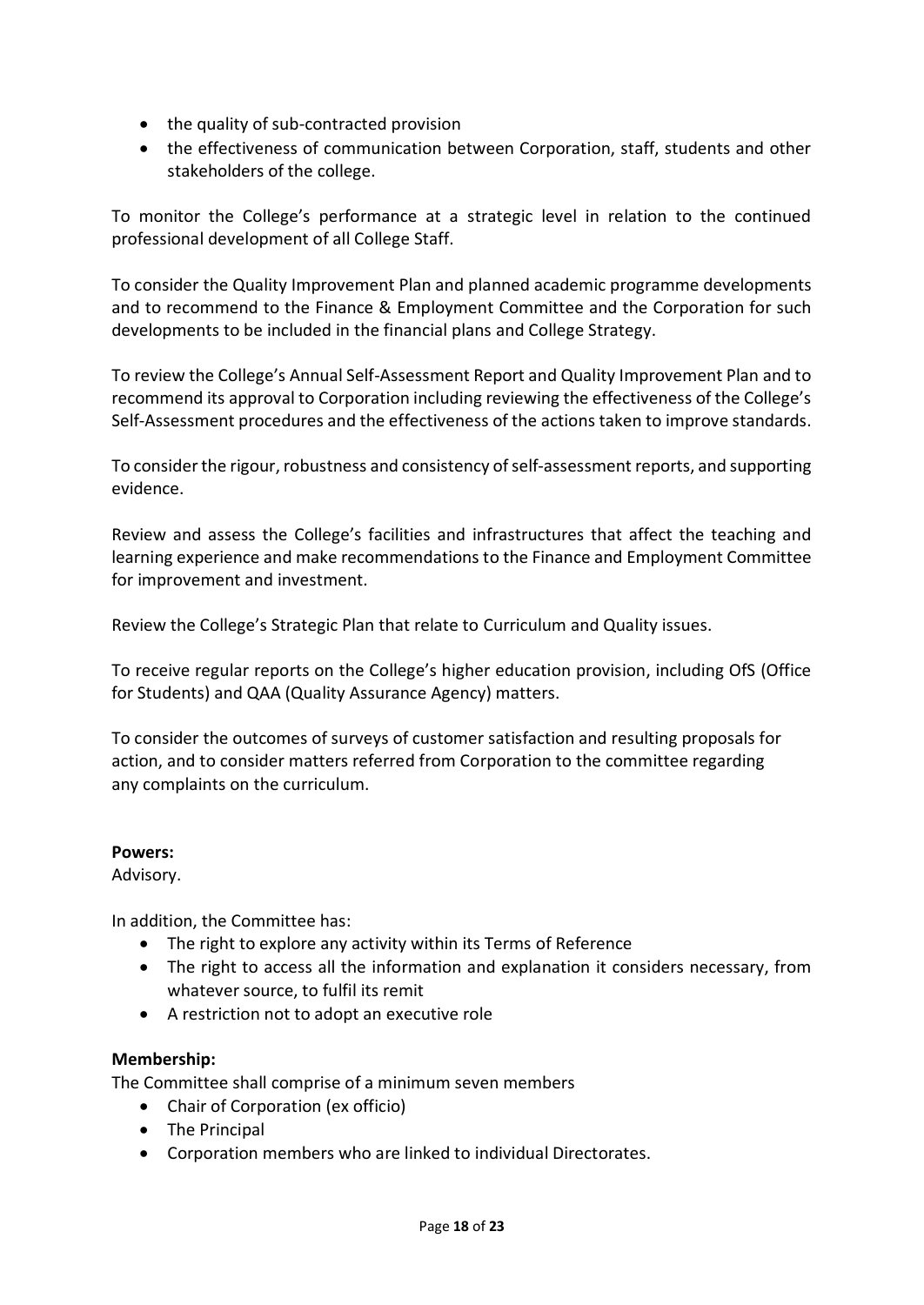- the quality of sub-contracted provision
- the effectiveness of communication between Corporation, staff, students and other stakeholders of the college.

To monitor the College's performance at a strategic level in relation to the continued professional development of all College Staff.

To consider the Quality Improvement Plan and planned academic programme developments and to recommend to the Finance & Employment Committee and the Corporation for such developments to be included in the financial plans and College Strategy.

To review the College's Annual Self-Assessment Report and Quality Improvement Plan and to recommend its approval to Corporation including reviewing the effectiveness of the College's Self-Assessment procedures and the effectiveness of the actions taken to improve standards.

To consider the rigour, robustness and consistency of self-assessment reports, and supporting evidence.

Review and assess the College's facilities and infrastructures that affect the teaching and learning experience and make recommendations to the Finance and Employment Committee for improvement and investment.

Review the College's Strategic Plan that relate to Curriculum and Quality issues.

To receive regular reports on the College's higher education provision, including OfS (Office for Students) and QAA (Quality Assurance Agency) matters.

To consider the outcomes of surveys of customer satisfaction and resulting proposals for action, and to consider matters referred from Corporation to the committee regarding any complaints on the curriculum.

**Powers:**
Advisory.

In addition, the Committee has:

- The right to explore any activity within its Terms of Reference
- The right to access all the information and explanation it considers necessary, from whatever source, to fulfil its remit
- A restriction not to adopt an executive role

**Membership:**
The Committee shall comprise of a minimum seven members

- Chair of Corporation (ex officio)
- The Principal
- Corporation members who are linked to individual Directorates.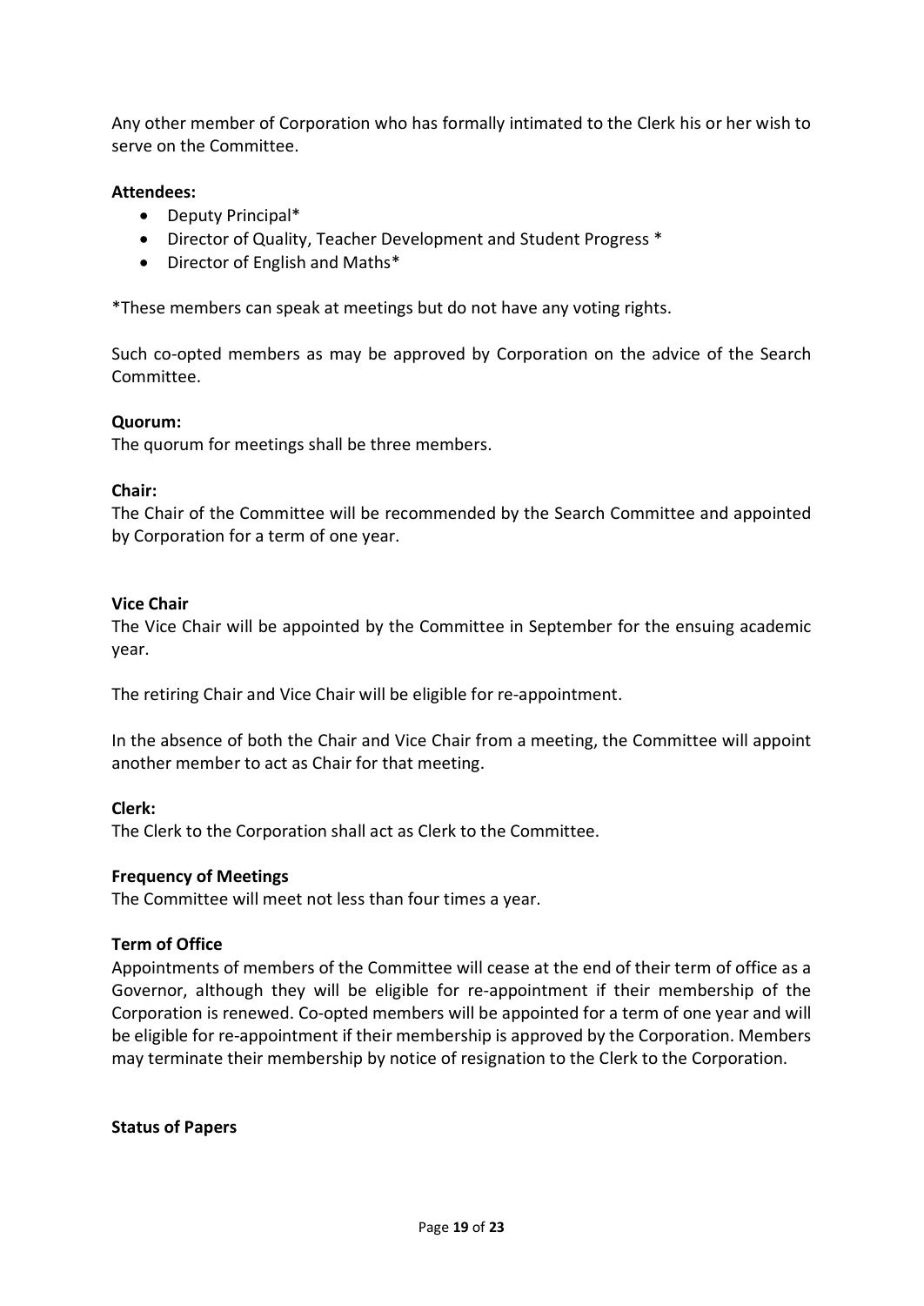Any other member of Corporation who has formally intimated to the Clerk his or her wish to serve on the Committee.

**Attendees:**

- Deputy Principal*
- Director of Quality, Teacher Development and Student Progress *
- Director of English and Maths*

*These members can speak at meetings but do not have any voting rights.

Such co-opted members as may be approved by Corporation on the advice of the Search Committee.

**Quorum:**
The quorum for meetings shall be three members.

**Chair:**
The Chair of the Committee will be recommended by the Search Committee and appointed by Corporation for a term of one year.

**Vice Chair**
The Vice Chair will be appointed by the Committee in September for the ensuing academic year.

The retiring Chair and Vice Chair will be eligible for re-appointment.

In the absence of both the Chair and Vice Chair from a meeting, the Committee will appoint another member to act as Chair for that meeting.

**Clerk:**
The Clerk to the Corporation shall act as Clerk to the Committee.

**Frequency of Meetings**
The Committee will meet not less than four times a year.

**Term of Office**
Appointments of members of the Committee will cease at the end of their term of office as a Governor, although they will be eligible for re-appointment if their membership of the Corporation is renewed. Co-opted members will be appointed for a term of one year and will be eligible for re-appointment if their membership is approved by the Corporation. Members may terminate their membership by notice of resignation to the Clerk to the Corporation.

**Status of Papers**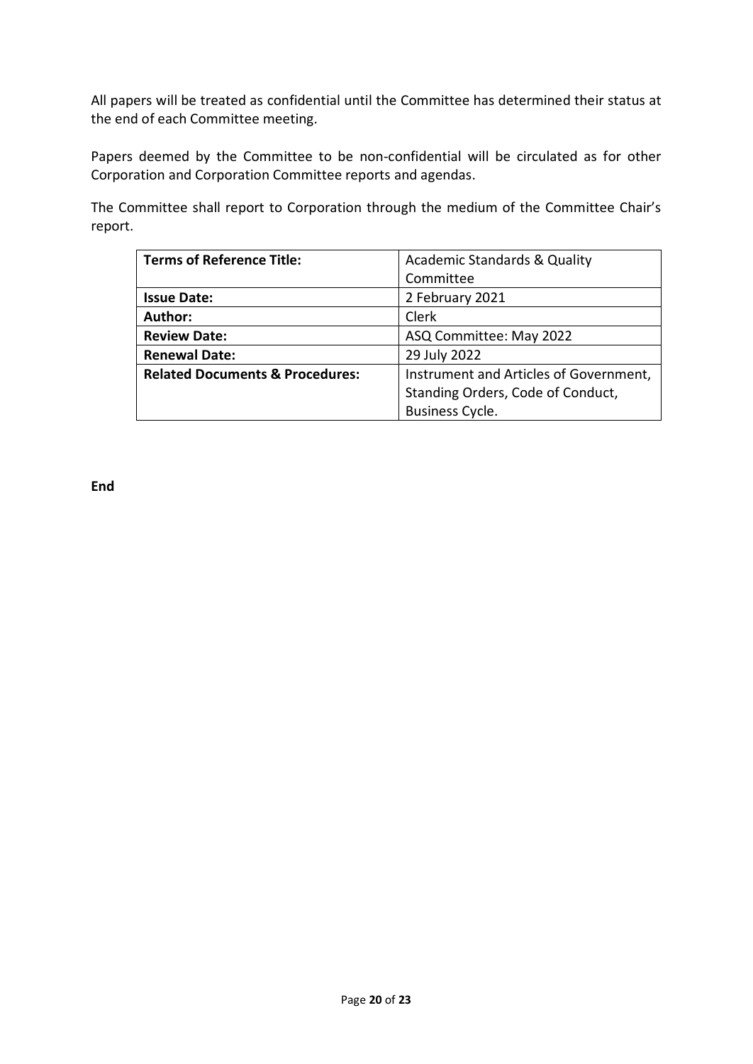All papers will be treated as confidential until the Committee has determined their status at the end of each Committee meeting.

Papers deemed by the Committee to be non-confidential will be circulated as for other Corporation and Corporation Committee reports and agendas.

The Committee shall report to Corporation through the medium of the Committee Chair's report.

| **Terms of Reference Title:** | Academic Standards & Quality Committee |
|---|---|
| **Issue Date:** | 2 February 2021 |
| **Author:** | Clerk |
| **Review Date:** | ASQ Committee: May 2022 |
| **Renewal Date:** | 29 July 2022 |
| **Related Documents & Procedures:** | Instrument and Articles of Government, Standing Orders, Code of Conduct, Business Cycle. |

**End**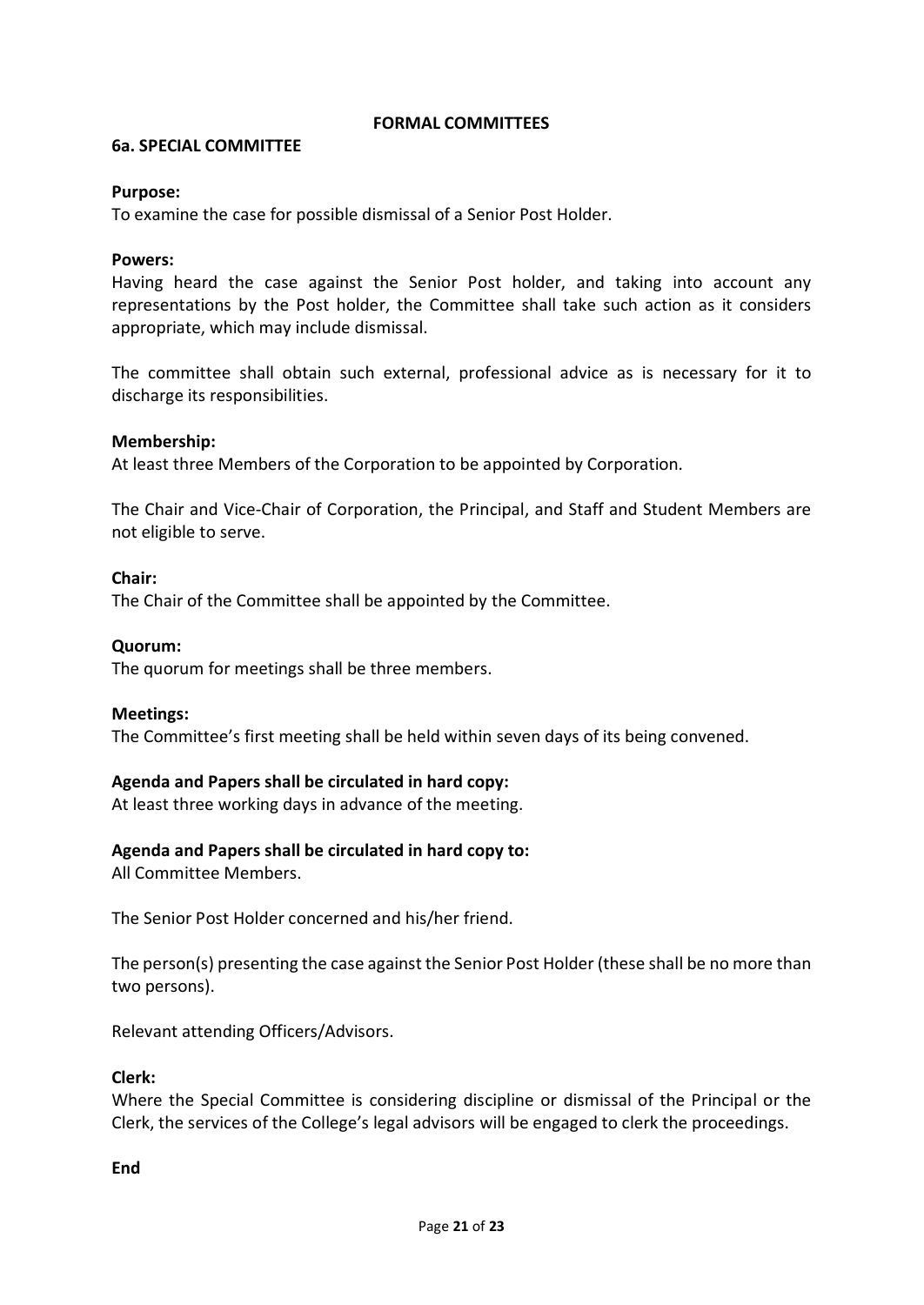## FORMAL COMMITTEES

### 6a. SPECIAL COMMITTEE

**Purpose:**
To examine the case for possible dismissal of a Senior Post Holder.

**Powers:**
Having heard the case against the Senior Post holder, and taking into account any representations by the Post holder, the Committee shall take such action as it considers appropriate, which may include dismissal.

The committee shall obtain such external, professional advice as is necessary for it to discharge its responsibilities.

**Membership:**
At least three Members of the Corporation to be appointed by Corporation.

The Chair and Vice-Chair of Corporation, the Principal, and Staff and Student Members are not eligible to serve.

**Chair:**
The Chair of the Committee shall be appointed by the Committee.

**Quorum:**
The quorum for meetings shall be three members.

**Meetings:**
The Committee's first meeting shall be held within seven days of its being convened.

**Agenda and Papers shall be circulated in hard copy:**
At least three working days in advance of the meeting.

**Agenda and Papers shall be circulated in hard copy to:**
All Committee Members.

The Senior Post Holder concerned and his/her friend.

The person(s) presenting the case against the Senior Post Holder (these shall be no more than two persons).

Relevant attending Officers/Advisors.

**Clerk:**
Where the Special Committee is considering discipline or dismissal of the Principal or the Clerk, the services of the College's legal advisors will be engaged to clerk the proceedings.

**End**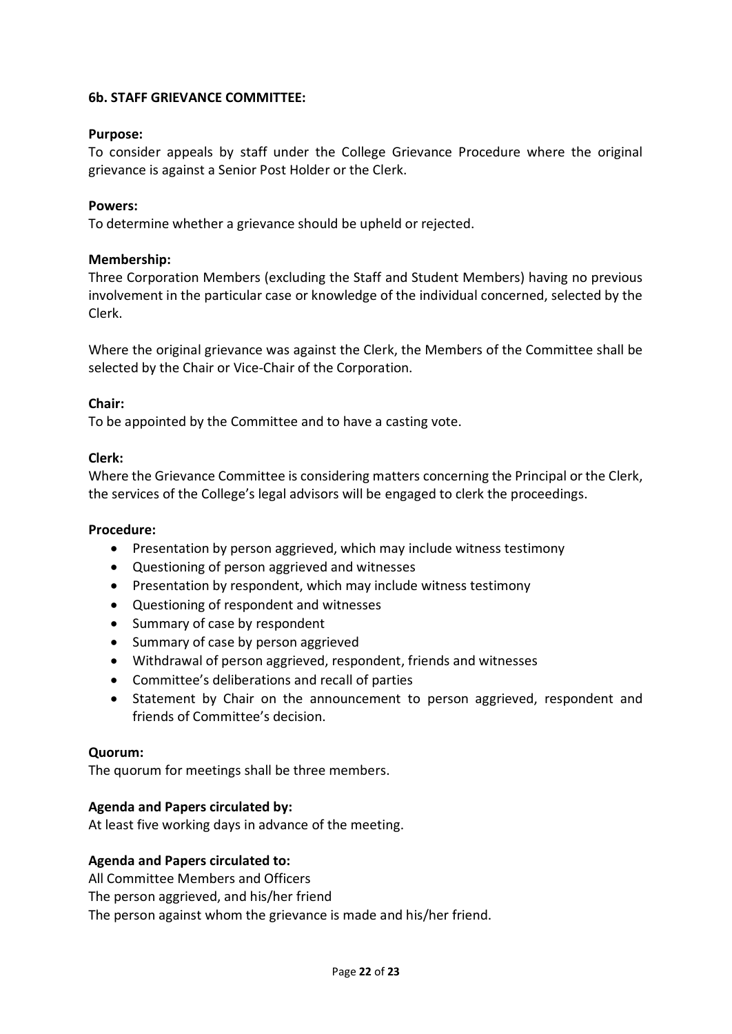### 6b. STAFF GRIEVANCE COMMITTEE:

**Purpose:**
To consider appeals by staff under the College Grievance Procedure where the original grievance is against a Senior Post Holder or the Clerk.

**Powers:**
To determine whether a grievance should be upheld or rejected.

**Membership:**
Three Corporation Members (excluding the Staff and Student Members) having no previous involvement in the particular case or knowledge of the individual concerned, selected by the Clerk.

Where the original grievance was against the Clerk, the Members of the Committee shall be selected by the Chair or Vice-Chair of the Corporation.

**Chair:**
To be appointed by the Committee and to have a casting vote.

**Clerk:**
Where the Grievance Committee is considering matters concerning the Principal or the Clerk, the services of the College's legal advisors will be engaged to clerk the proceedings.

**Procedure:**

- Presentation by person aggrieved, which may include witness testimony
- Questioning of person aggrieved and witnesses
- Presentation by respondent, which may include witness testimony
- Questioning of respondent and witnesses
- Summary of case by respondent
- Summary of case by person aggrieved
- Withdrawal of person aggrieved, respondent, friends and witnesses
- Committee's deliberations and recall of parties
- Statement by Chair on the announcement to person aggrieved, respondent and friends of Committee's decision.

**Quorum:**
The quorum for meetings shall be three members.

**Agenda and Papers circulated by:**
At least five working days in advance of the meeting.

**Agenda and Papers circulated to:**
All Committee Members and Officers
The person aggrieved, and his/her friend
The person against whom the grievance is made and his/her friend.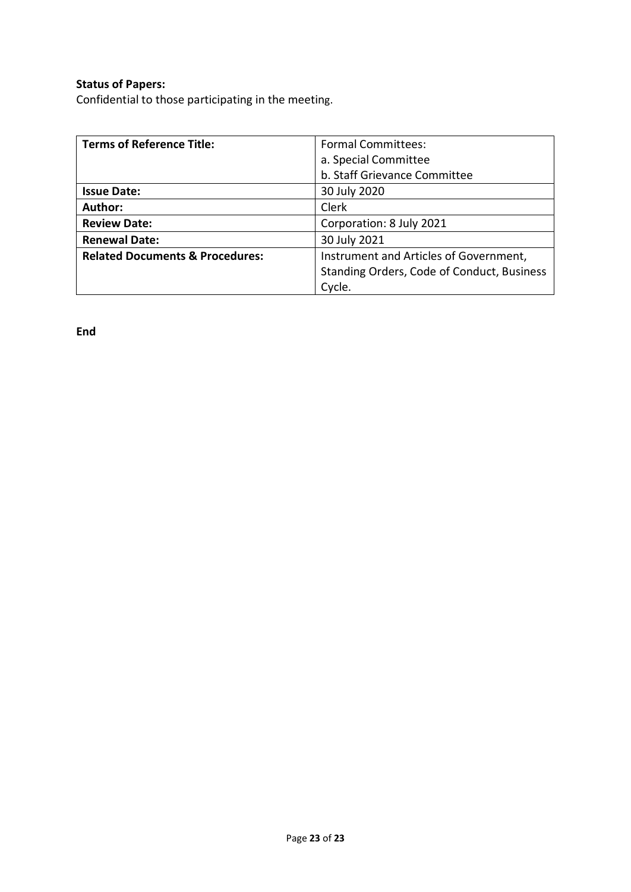**Status of Papers:**
Confidential to those participating in the meeting.

| | |
|---|---|
| **Terms of Reference Title:** | Formal Committees:<br>a. Special Committee<br>b. Staff Grievance Committee |
| **Issue Date:** | 30 July 2020 |
| **Author:** | Clerk |
| **Review Date:** | Corporation: 8 July 2021 |
| **Renewal Date:** | 30 July 2021 |
| **Related Documents & Procedures:** | Instrument and Articles of Government, Standing Orders, Code of Conduct, Business Cycle. |

**End**